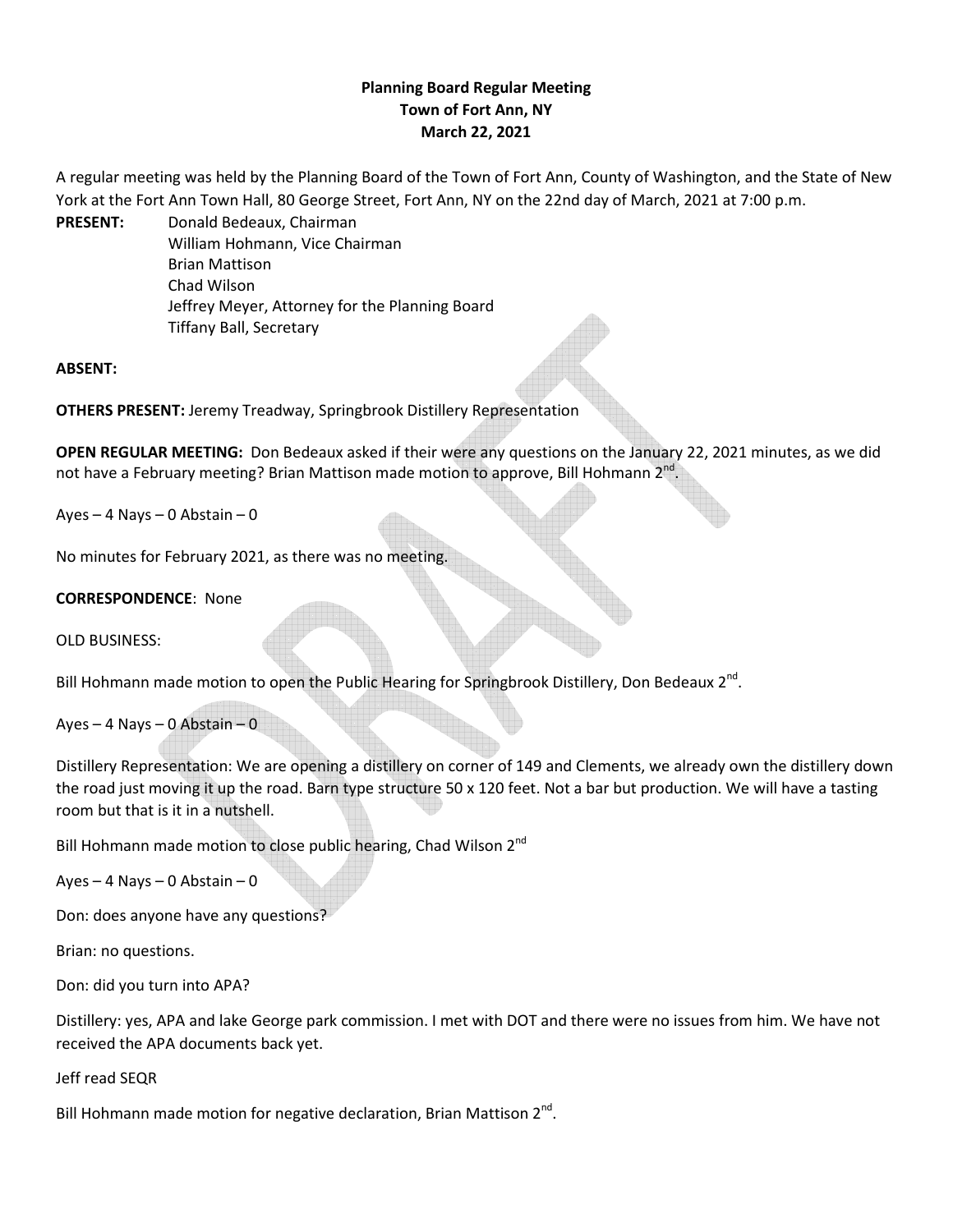**Planning Board Regular Meeting**
**Town of Fort Ann, NY**
**March 22, 2021**

A regular meeting was held by the Planning Board of the Town of Fort Ann, County of Washington, and the State of New York at the Fort Ann Town Hall, 80 George Street, Fort Ann, NY on the 22nd day of March, 2021 at 7:00 p.m.

**PRESENT:** Donald Bedeaux, Chairman
William Hohmann, Vice Chairman
Brian Mattison
Chad Wilson
Jeffrey Meyer, Attorney for the Planning Board
Tiffany Ball, Secretary

**ABSENT:**

**OTHERS PRESENT:** Jeremy Treadway, Springbrook Distillery Representation

**OPEN REGULAR MEETING:** Don Bedeaux asked if their were any questions on the January 22, 2021 minutes, as we did not have a February meeting? Brian Mattison made motion to approve, Bill Hohmann 2nd.

Ayes – 4 Nays – 0 Abstain – 0

No minutes for February 2021, as there was no meeting.

**CORRESPONDENCE**: None

OLD BUSINESS:

Bill Hohmann made motion to open the Public Hearing for Springbrook Distillery, Don Bedeaux 2nd.

Ayes – 4 Nays – 0 Abstain – 0

Distillery Representation: We are opening a distillery on corner of 149 and Clements, we already own the distillery down the road just moving it up the road. Barn type structure 50 x 120 feet. Not a bar but production. We will have a tasting room but that is it in a nutshell.

Bill Hohmann made motion to close public hearing, Chad Wilson 2nd

Ayes – 4 Nays – 0 Abstain – 0

Don: does anyone have any questions?

Brian: no questions.

Don: did you turn into APA?

Distillery: yes, APA and lake George park commission. I met with DOT and there were no issues from him. We have not received the APA documents back yet.

Jeff read SEQR

Bill Hohmann made motion for negative declaration, Brian Mattison 2nd.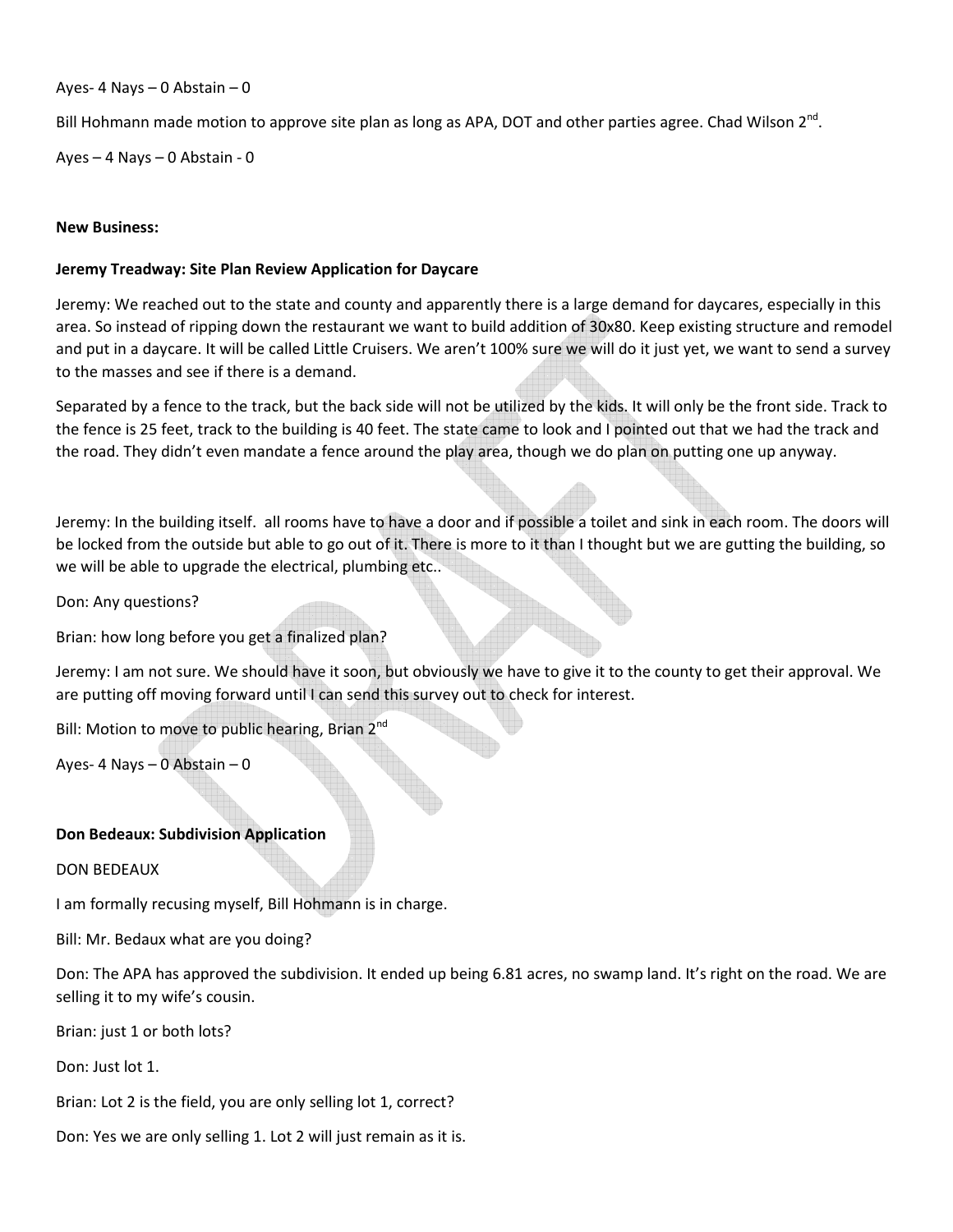Ayes- 4 Nays – 0 Abstain – 0

Bill Hohmann made motion to approve site plan as long as APA, DOT and other parties agree. Chad Wilson 2nd.

Ayes – 4 Nays – 0 Abstain - 0

**New Business:**

**Jeremy Treadway: Site Plan Review Application for Daycare**

Jeremy: We reached out to the state and county and apparently there is a large demand for daycares, especially in this area. So instead of ripping down the restaurant we want to build addition of 30x80. Keep existing structure and remodel and put in a daycare. It will be called Little Cruisers. We aren't 100% sure we will do it just yet, we want to send a survey to the masses and see if there is a demand.

Separated by a fence to the track, but the back side will not be utilized by the kids. It will only be the front side. Track to the fence is 25 feet, track to the building is 40 feet. The state came to look and I pointed out that we had the track and the road. They didn't even mandate a fence around the play area, though we do plan on putting one up anyway.

Jeremy: In the building itself. all rooms have to have a door and if possible a toilet and sink in each room. The doors will be locked from the outside but able to go out of it. There is more to it than I thought but we are gutting the building, so we will be able to upgrade the electrical, plumbing etc..

Don: Any questions?

Brian: how long before you get a finalized plan?

Jeremy: I am not sure. We should have it soon, but obviously we have to give it to the county to get their approval. We are putting off moving forward until I can send this survey out to check for interest.

Bill: Motion to move to public hearing, Brian 2nd

Ayes- 4 Nays – 0 Abstain – 0

**Don Bedeaux: Subdivision Application**

DON BEDEAUX

I am formally recusing myself, Bill Hohmann is in charge.

Bill: Mr. Bedaux what are you doing?

Don: The APA has approved the subdivision. It ended up being 6.81 acres, no swamp land. It's right on the road. We are selling it to my wife's cousin.

Brian: just 1 or both lots?

Don: Just lot 1.

Brian: Lot 2 is the field, you are only selling lot 1, correct?

Don: Yes we are only selling 1. Lot 2 will just remain as it is.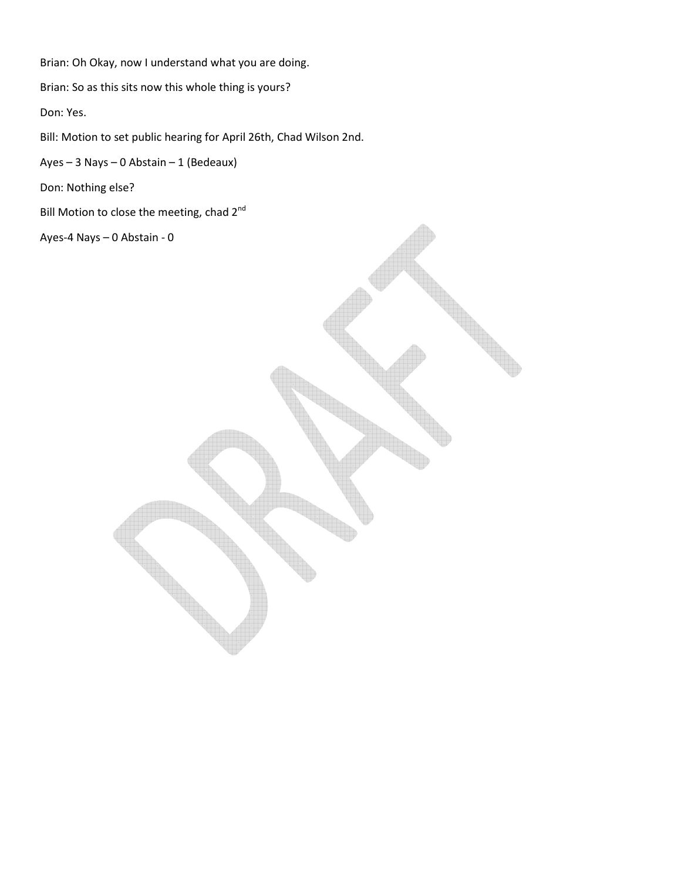Brian: Oh Okay, now I understand what you are doing.

Brian: So as this sits now this whole thing is yours?

Don: Yes.

Bill: Motion to set public hearing for April 26th, Chad Wilson 2nd.

Ayes – 3 Nays – 0 Abstain – 1 (Bedeaux)

Don: Nothing else?

Bill Motion to close the meeting, chad 2nd

Ayes-4 Nays – 0 Abstain - 0